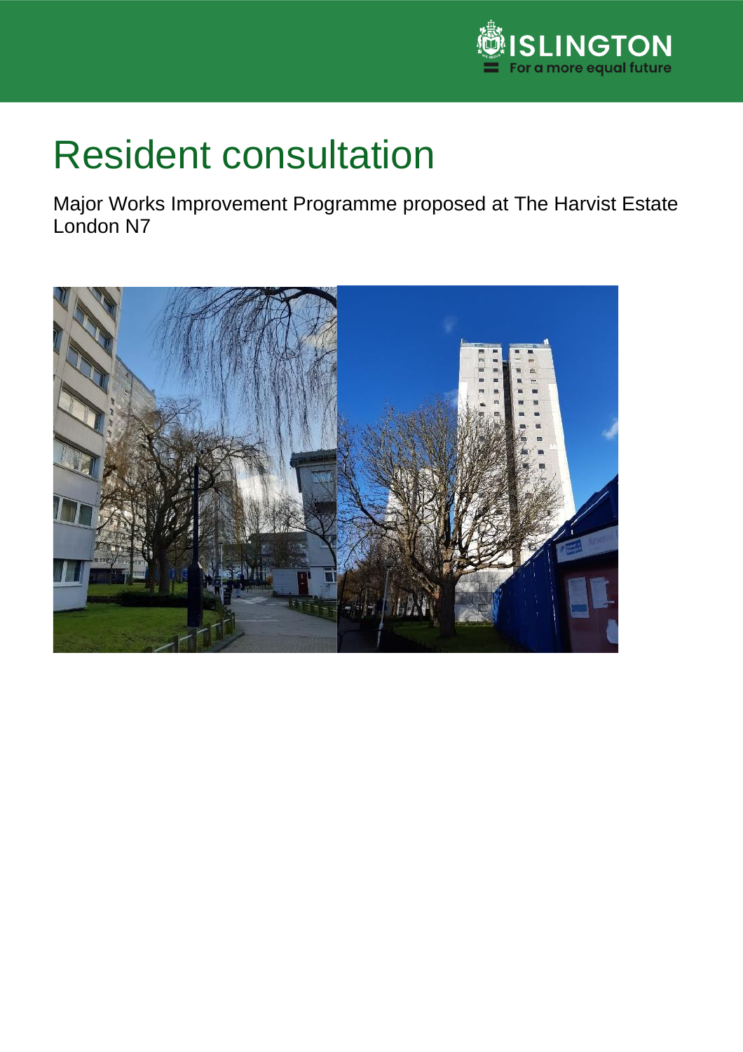# Resident consultation

Major Works Improvement Programme proposed at The Harvist Estate London N7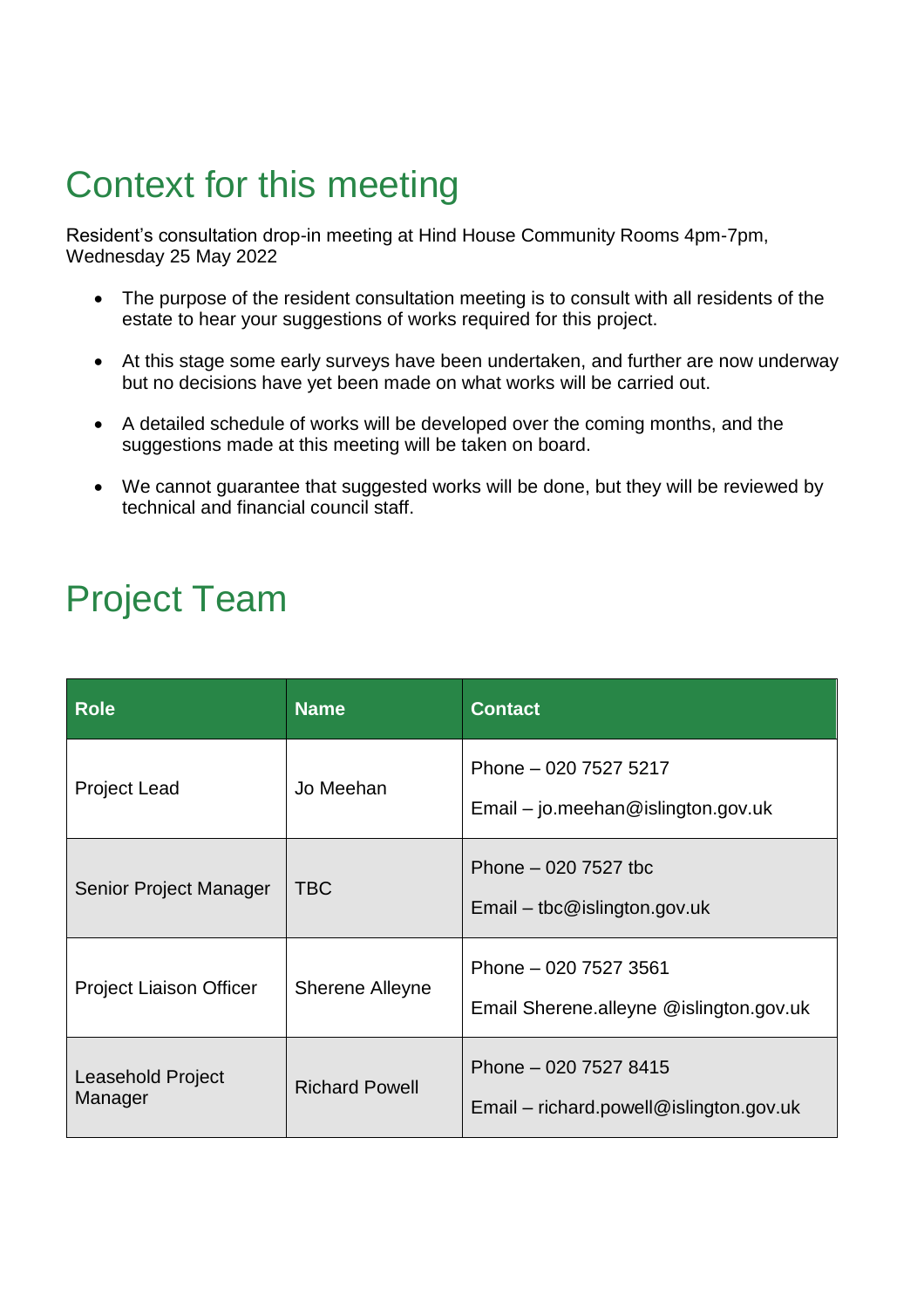# Context for this meeting

Resident's consultation drop-in meeting at Hind House Community Rooms 4pm-7pm, Wednesday 25 May 2022

- The purpose of the resident consultation meeting is to consult with all residents of the estate to hear your suggestions of works required for this project.
- At this stage some early surveys have been undertaken, and further are now underway but no decisions have yet been made on what works will be carried out.
- A detailed schedule of works will be developed over the coming months, and the suggestions made at this meeting will be taken on board.
- We cannot guarantee that suggested works will be done, but they will be reviewed by technical and financial council staff.

# Project Team

| Role | Name | Contact |
| --- | --- | --- |
| Project Lead | Jo Meehan | Phone – 020 7527 5217<br>Email – jo.meehan@islington.gov.uk |
| Senior Project Manager | TBC | Phone – 020 7527 tbc<br>Email – tbc@islington.gov.uk |
| Project Liaison Officer | Sherene Alleyne | Phone – 020 7527 3561<br>Email Sherene.alleyne @islington.gov.uk |
| Leasehold Project Manager | Richard Powell | Phone – 020 7527 8415<br>Email – richard.powell@islington.gov.uk |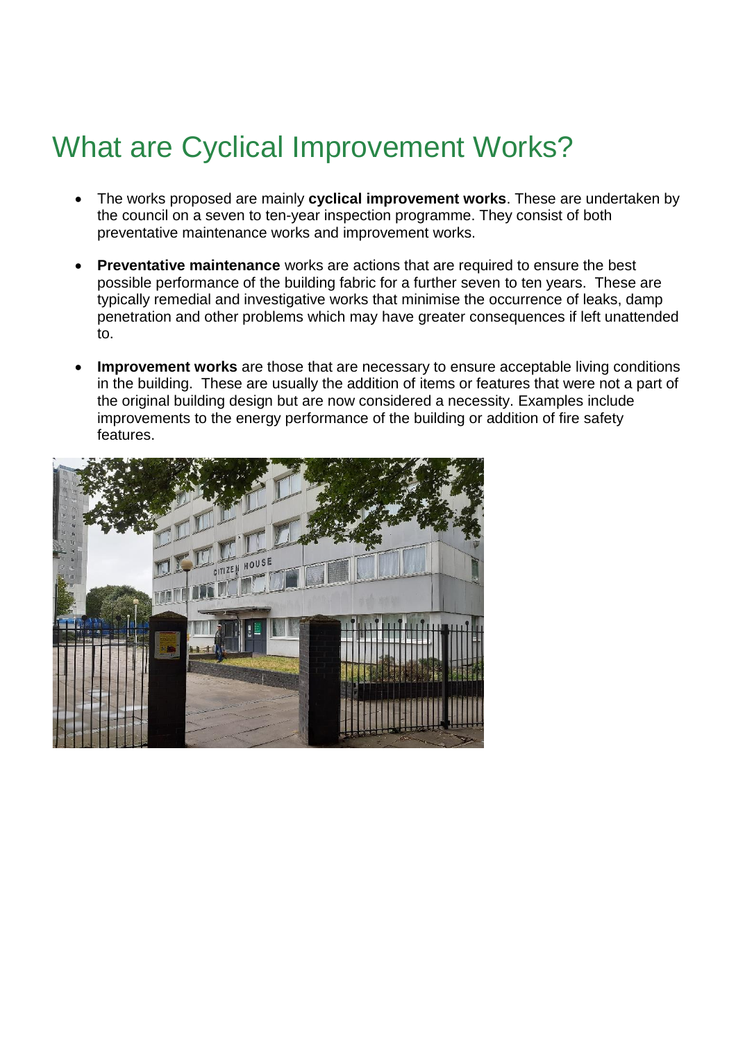# What are Cyclical Improvement Works?

- The works proposed are mainly **cyclical improvement works**. These are undertaken by the council on a seven to ten-year inspection programme. They consist of both preventative maintenance works and improvement works.

- **Preventative maintenance** works are actions that are required to ensure the best possible performance of the building fabric for a further seven to ten years. These are typically remedial and investigative works that minimise the occurrence of leaks, damp penetration and other problems which may have greater consequences if left unattended to.

- **Improvement works** are those that are necessary to ensure acceptable living conditions in the building. These are usually the addition of items or features that were not a part of the original building design but are now considered a necessity. Examples include improvements to the energy performance of the building or addition of fire safety features.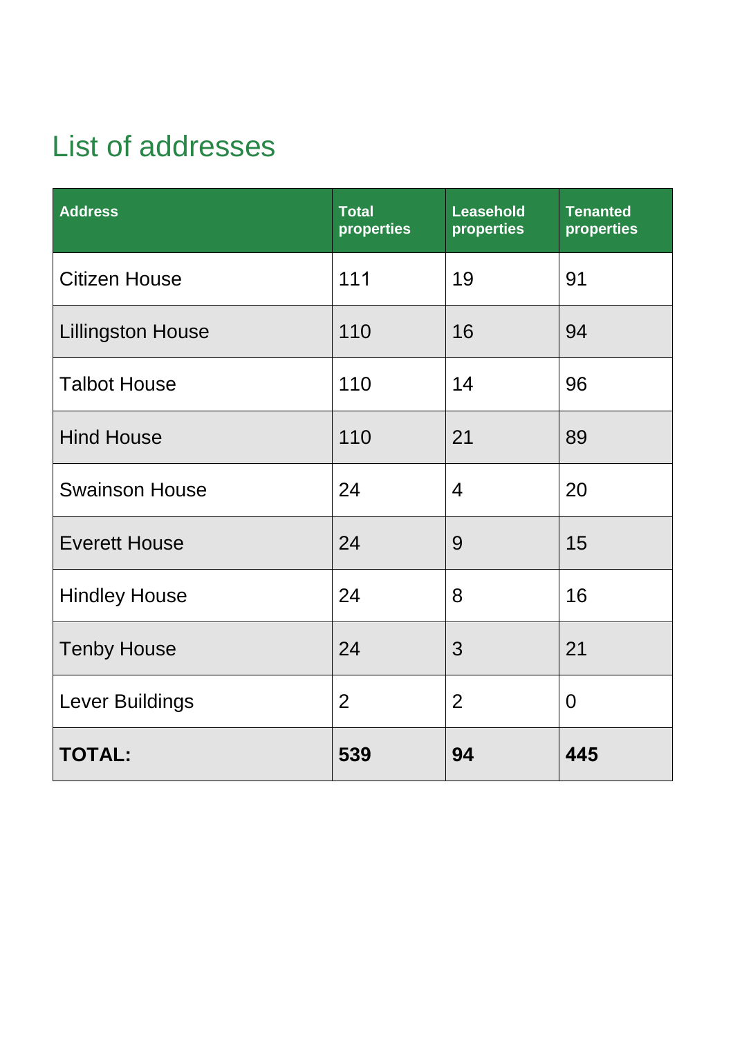# List of addresses

| Address | Total properties | Leasehold properties | Tenanted properties |
|---|---|---|---|
| Citizen House | 111 | 19 | 91 |
| Lillingston House | 110 | 16 | 94 |
| Talbot House | 110 | 14 | 96 |
| Hind House | 110 | 21 | 89 |
| Swainson House | 24 | 4 | 20 |
| Everett House | 24 | 9 | 15 |
| Hindley House | 24 | 8 | 16 |
| Tenby House | 24 | 3 | 21 |
| Lever Buildings | 2 | 2 | 0 |
| **TOTAL:** | **539** | **94** | **445** |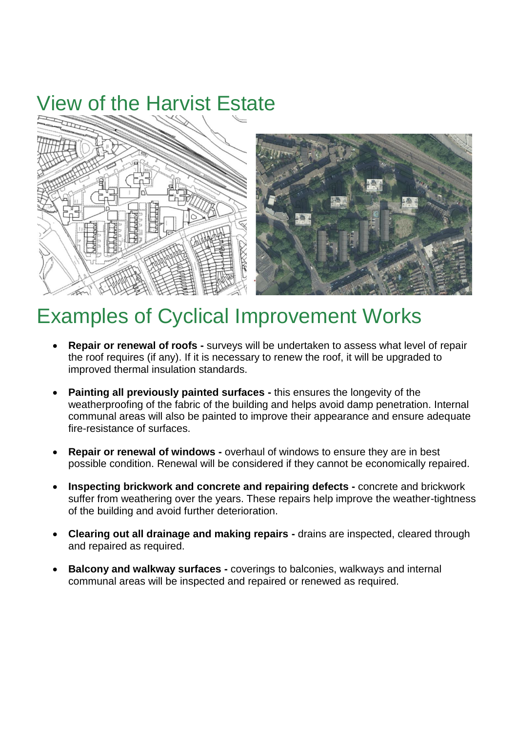# View of the Harvist Estate

# Examples of Cyclical Improvement Works

- **Repair or renewal of roofs -** surveys will be undertaken to assess what level of repair the roof requires (if any). If it is necessary to renew the roof, it will be upgraded to improved thermal insulation standards.

- **Painting all previously painted surfaces -** this ensures the longevity of the weatherproofing of the fabric of the building and helps avoid damp penetration. Internal communal areas will also be painted to improve their appearance and ensure adequate fire-resistance of surfaces.

- **Repair or renewal of windows -** overhaul of windows to ensure they are in best possible condition. Renewal will be considered if they cannot be economically repaired.

- **Inspecting brickwork and concrete and repairing defects -** concrete and brickwork suffer from weathering over the years. These repairs help improve the weather-tightness of the building and avoid further deterioration.

- **Clearing out all drainage and making repairs -** drains are inspected, cleared through and repaired as required.

- **Balcony and walkway surfaces -** coverings to balconies, walkways and internal communal areas will be inspected and repaired or renewed as required.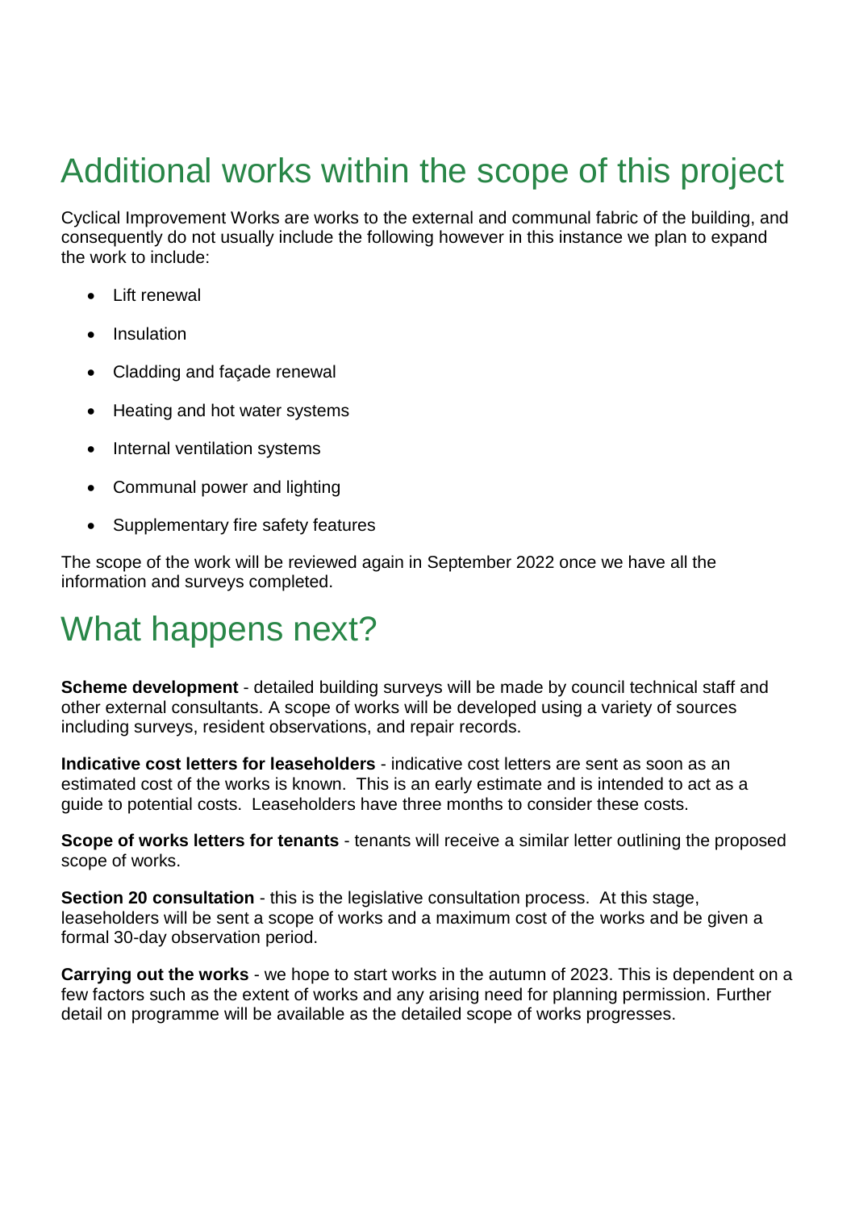# Additional works within the scope of this project

Cyclical Improvement Works are works to the external and communal fabric of the building, and consequently do not usually include the following however in this instance we plan to expand the work to include:

- Lift renewal
- Insulation
- Cladding and façade renewal
- Heating and hot water systems
- Internal ventilation systems
- Communal power and lighting
- Supplementary fire safety features

The scope of the work will be reviewed again in September 2022 once we have all the information and surveys completed.

# What happens next?

**Scheme development** - detailed building surveys will be made by council technical staff and other external consultants. A scope of works will be developed using a variety of sources including surveys, resident observations, and repair records.

**Indicative cost letters for leaseholders** - indicative cost letters are sent as soon as an estimated cost of the works is known. This is an early estimate and is intended to act as a guide to potential costs. Leaseholders have three months to consider these costs.

**Scope of works letters for tenants** - tenants will receive a similar letter outlining the proposed scope of works.

**Section 20 consultation** - this is the legislative consultation process. At this stage, leaseholders will be sent a scope of works and a maximum cost of the works and be given a formal 30-day observation period.

**Carrying out the works** - we hope to start works in the autumn of 2023. This is dependent on a few factors such as the extent of works and any arising need for planning permission. Further detail on programme will be available as the detailed scope of works progresses.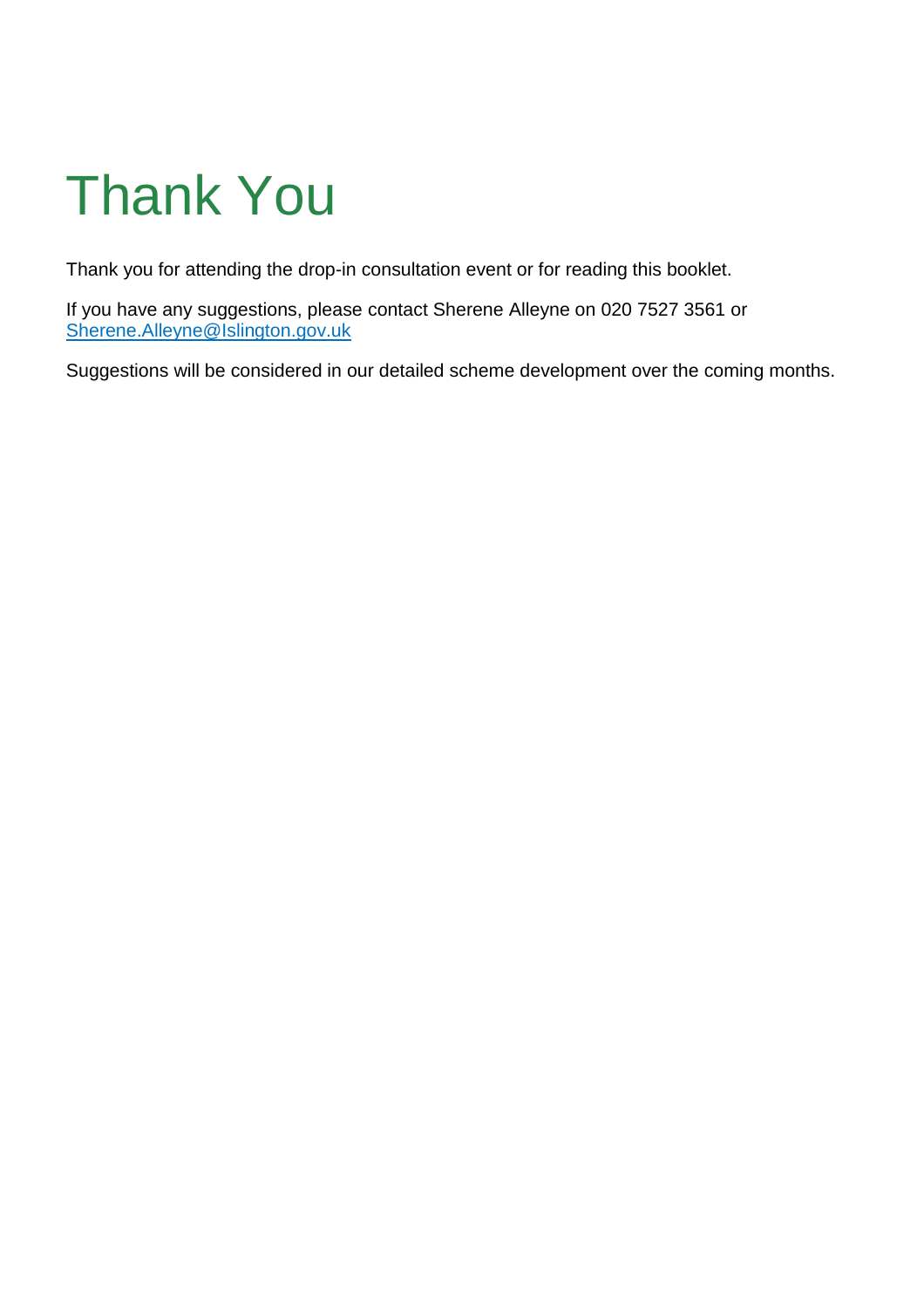# Thank You

Thank you for attending the drop-in consultation event or for reading this booklet.

If you have any suggestions, please contact Sherene Alleyne on 020 7527 3561 or [Sherene.Alleyne@Islington.gov.uk](mailto:Sherene.Alleyne@Islington.gov.uk)

Suggestions will be considered in our detailed scheme development over the coming months.